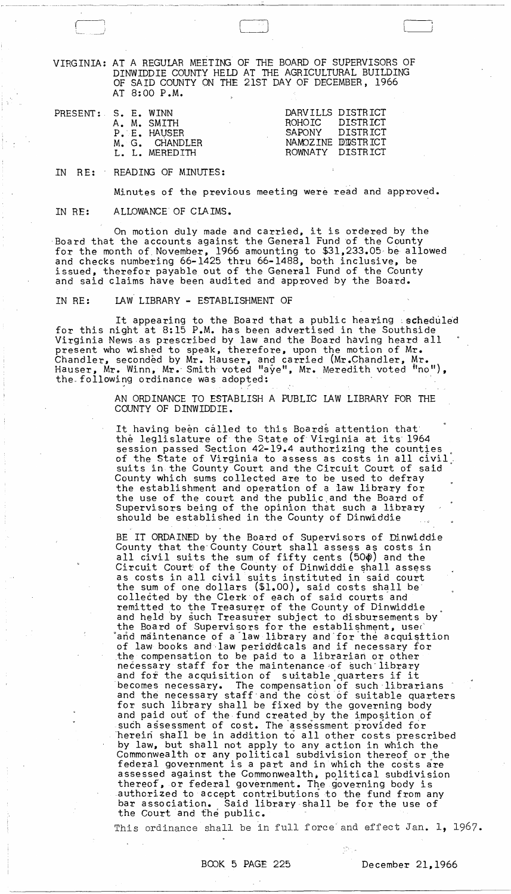VIRGINIA: AT A REGULAR MEETING OF THE BOARD OF SUPERVISORS OF DINWIDDIE COUNTY HELD AT THE AGRICULTURAL BUILDING OF SAID COUNTY ON THE 21ST DAY OF DECEMBER, 1966 AT 8:00 P.M.

| PRESENT: | | |
|---|---|---|
| | S. E. WINN | DARVILLS DISTRICT |
| | A. M. SMITH | ROHOIC DISTRICT |
| | P. E. HAUSER | SAPONY DISTRICT |
| | M. G. CHANDLER | NAMOZINE DISTRICT |
| | L. L. MEREDITH | ROWNATY DISTRICT |

IN RE: READING OF MINUTES:

Minutes of the previous meeting were read and approved.

IN RE: ALLOWANCE OF CLAIMS.

On motion duly made and carried, it is ordered by the Board that the accounts against the General Fund of the County for the month of November, 1966 amounting to $31,233.05 be allowed and checks numbering 66-1425 thru 66-1488, both inclusive, be issued, therefor payable out of the General Fund of the County and said claims have been audited and approved by the Board.

IN RE: LAW LIBRARY - ESTABLISHMENT OF

It appearing to the Board that a public hearing scheduled for this night at 8:15 P.M. has been advertised in the Southside Virginia News as prescribed by law and the Board having heard all present who wished to speak, therefore, upon the motion of Mr. Chandler, seconded by Mr. Hauser, and carried (Mr. Chandler, Mr. Hauser, Mr. Winn, Mr. Smith voted "aye", Mr. Meredith voted "no"), the following ordinance was adopted:

AN ORDINANCE TO ESTABLISH A PUBLIC LAW LIBRARY FOR THE COUNTY OF DINWIDDIE.

It having been called to this Boards attention that the leglislature of the State of Virginia at its 1964 session passed Section 42-19.4 authorizing the counties of the State of Virginia to assess as costs in all civil suits in the County Court and the Circuit Court of said County which sums collected are to be used to defray the establishment and operation of a law library for the use of the court and the public and the Board of Supervisors being of the opinion that such a library should be established in the County of Dinwiddie

BE IT ORDAINED by the Board of Supervisors of Dinwiddie County that the County Court shall assess as costs in all civil suits the sum of fifty cents (50¢) and the Circuit Court of the County of Dinwiddie shall assess as costs in all civil suits instituted in said court the sum of one dollars ($1.00), said costs shall be collected by the Clerk of each of said courts and remitted to the Treasurer of the County of Dinwiddie and held by such Treasurer subject to disbursements by the Board of Supervisors for the establishment, use and maintenance of a law library and for the acquisition of law books and law periodicals and if necessary for the compensation to be paid to a librarian or other necessary staff for the maintenance of such library and for the acquisition of suitable quarters if it becomes necessary. The compensation of such librarians and the necessary staff and the cost of suitable quarters for such library shall be fixed by the governing body and paid out of the fund created by the imposition of such assessment of cost. The assessment provided for herein shall be in addition to all other costs prescribed by law, but shall not apply to any action in which the Commonwealth or any political subdivision thereof or the federal government is a part and in which the costs are assessed against the Commonwealth, political subdivision thereof, or federal government. The governing body is authorized to accept contributions to the fund from any bar association. Said library shall be for the use of the Court and the public.

This ordinance shall be in full force and effect Jan. 1, 1967.

BOOK 5 PAGE 225 December 21, 1966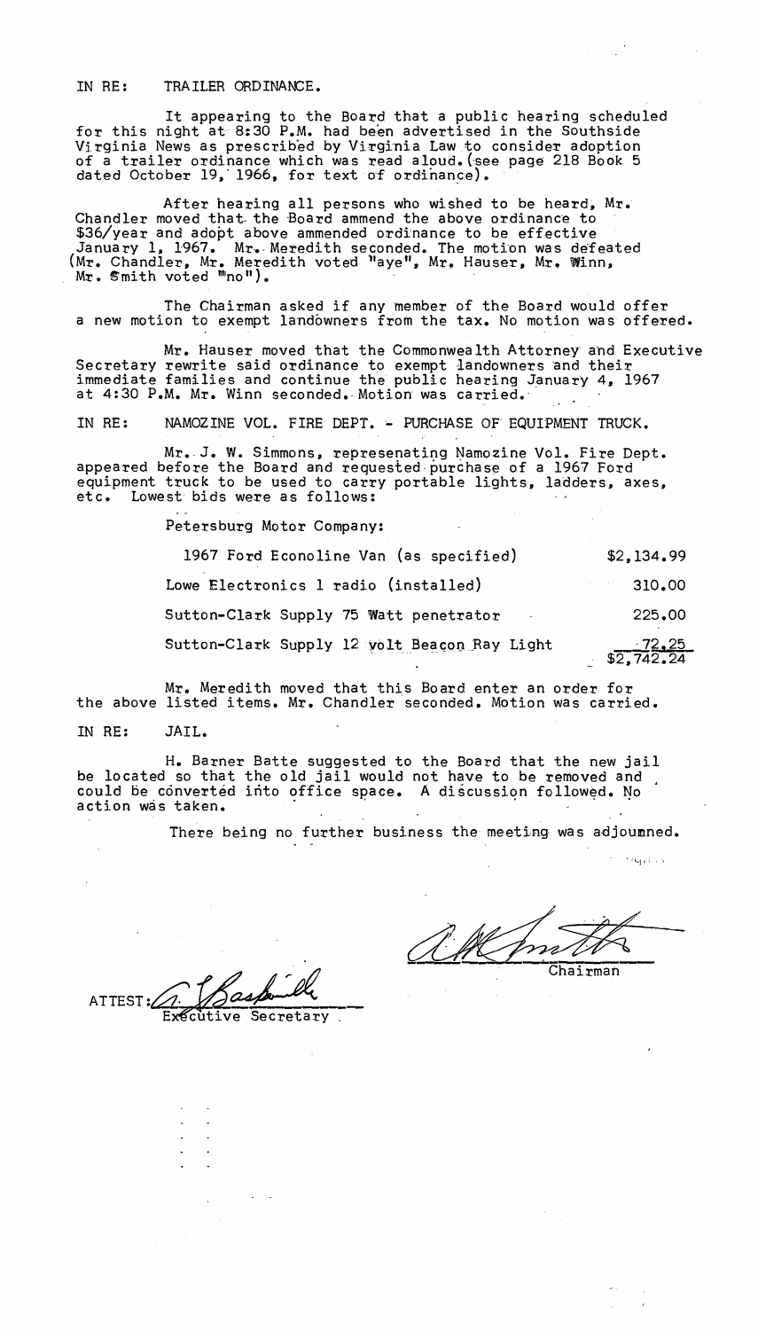IN RE: TRAILER ORDINANCE.

It appearing to the Board that a public hearing scheduled for this night at 8:30 P.M. had been advertised in the Southside Virginia News as prescribed by Virginia Law to consider adoption of a trailer ordinance which was read aloud. (see page 218 Book 5 dated October 19, 1966, for text of ordinance).

After hearing all persons who wished to be heard, Mr. Chandler moved that the Board ammend the above ordinance to $36/year and adopt above ammended ordinance to be effective January 1, 1967. Mr. Meredith seconded. The motion was defeated (Mr. Chandler, Mr. Meredith voted "aye", Mr. Hauser, Mr. Winn, Mr. Smith voted "no").

The Chairman asked if any member of the Board would offer a new motion to exempt landowners from the tax. No motion was offered.

Mr. Hauser moved that the Commonwealth Attorney and Executive Secretary rewrite said ordinance to exempt landowners and their immediate families and continue the public hearing January 4, 1967 at 4:30 P.M. Mr. Winn seconded. Motion was carried.

IN RE: NAMOZINE VOL. FIRE DEPT. - PURCHASE OF EQUIPMENT TRUCK.

Mr. J. W. Simmons, represenating Namozine Vol. Fire Dept. appeared before the Board and requested purchase of a 1967 Ford equipment truck to be used to carry portable lights, ladders, axes, etc. Lowest bids were as follows:

Petersburg Motor Company:

| | |
|---|---|
| 1967 Ford Econoline Van (as specified) | $2,134.99 |
| Lowe Electronics 1 radio (installed) | 310.00 |
| Sutton-Clark Supply 75 Watt penetrator | 225.00 |
| Sutton-Clark Supply 12 volt Beacon Ray Light | 72.25 |
| | $2,742.24 |

Mr. Meredith moved that this Board enter an order for the above listed items. Mr. Chandler seconded. Motion was carried.

IN RE: JAIL.

H. Barner Batte suggested to the Board that the new jail be located so that the old jail would not have to be removed and could be converted into office space. A discussion followed. No action was taken.

There being no further business the meeting was adjourned.

Chairman

ATTEST: Executive Secretary